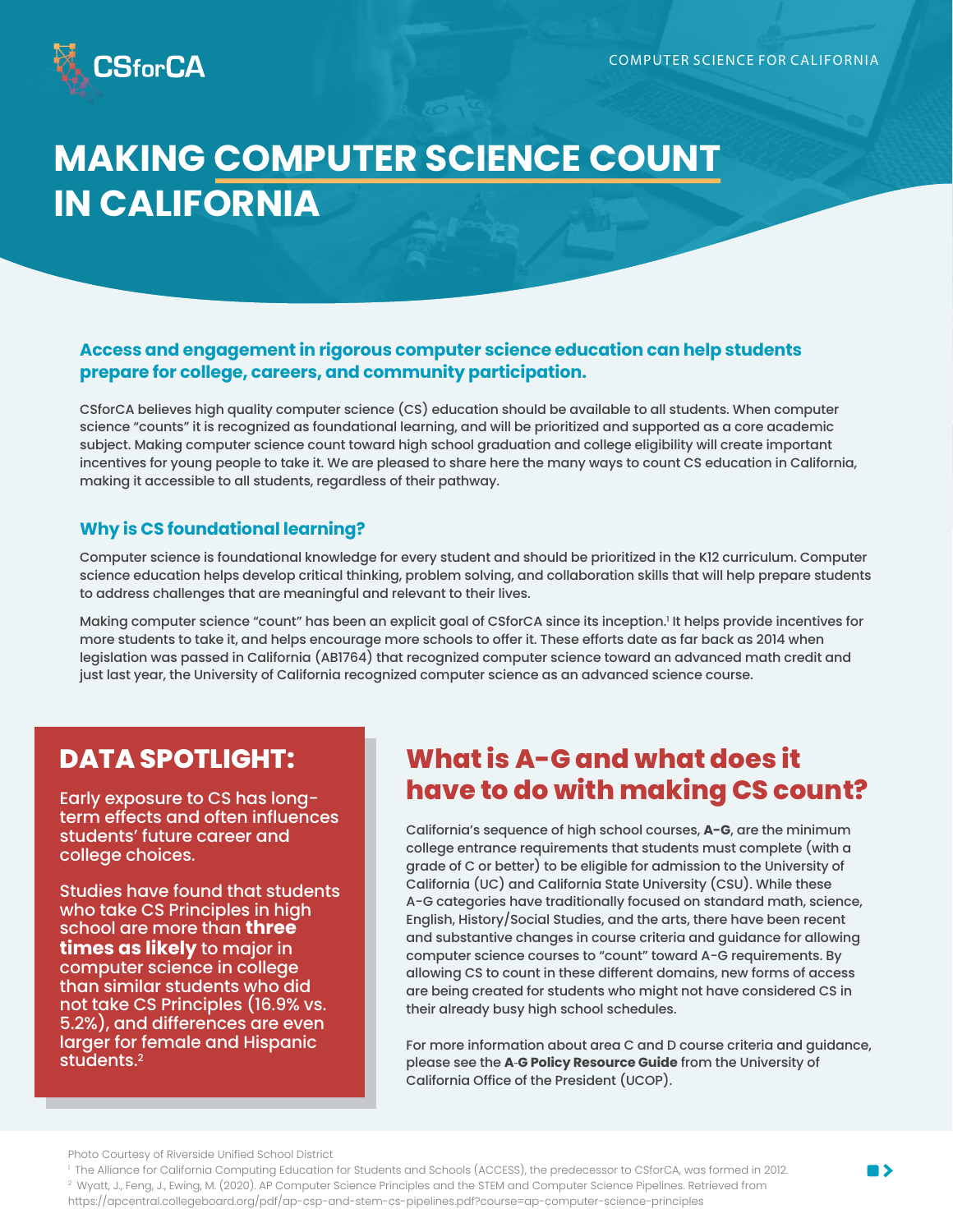CSforCA

COMPUTER SCIENCE FOR CALIFORNIA

# MAKING COMPUTER SCIENCE COUNT IN CALIFORNIA

### Access and engagement in rigorous computer science education can help students prepare for college, careers, and community participation.

CSforCA believes high quality computer science (CS) education should be available to all students. When computer science "counts" it is recognized as foundational learning, and will be prioritized and supported as a core academic subject. Making computer science count toward high school graduation and college eligibility will create important incentives for young people to take it. We are pleased to share here the many ways to count CS education in California, making it accessible to all students, regardless of their pathway.

### Why is CS foundational learning?

Computer science is foundational knowledge for every student and should be prioritized in the K12 curriculum. Computer science education helps develop critical thinking, problem solving, and collaboration skills that will help prepare students to address challenges that are meaningful and relevant to their lives.

Making computer science "count" has been an explicit goal of CSforCA since its inception.[1] It helps provide incentives for more students to take it, and helps encourage more schools to offer it. These efforts date as far back as 2014 when legislation was passed in California (AB1764) that recognized computer science toward an advanced math credit and just last year, the University of California recognized computer science as an advanced science course.

## DATA SPOTLIGHT:

Early exposure to CS has long-term effects and often influences students' future career and college choices.

Studies have found that students who take CS Principles in high school are more than **three times as likely** to major in computer science in college than similar students who did not take CS Principles (16.9% vs. 5.2%), and differences are even larger for female and Hispanic students.[2]

## What is A-G and what does it have to do with making CS count?

California's sequence of high school courses, **A-G**, are the minimum college entrance requirements that students must complete (with a grade of C or better) to be eligible for admission to the University of California (UC) and California State University (CSU). While these A-G categories have traditionally focused on standard math, science, English, History/Social Studies, and the arts, there have been recent and substantive changes in course criteria and guidance for allowing computer science courses to "count" toward A-G requirements. By allowing CS to count in these different domains, new forms of access are being created for students who might not have considered CS in their already busy high school schedules.

For more information about area C and D course criteria and guidance, please see the **A-G Policy Resource Guide** from the University of California Office of the President (UCOP).

Photo Courtesy of Riverside Unified School District

[1] The Alliance for California Computing Education for Students and Schools (ACCESS), the predecessor to CSforCA, was formed in 2012.

[2] Wyatt, J., Feng, J., Ewing, M. (2020). AP Computer Science Principles and the STEM and Computer Science Pipelines. Retrieved from https://apcentral.collegeboard.org/pdf/ap-csp-and-stem-cs-pipelines.pdf?course=ap-computer-science-principles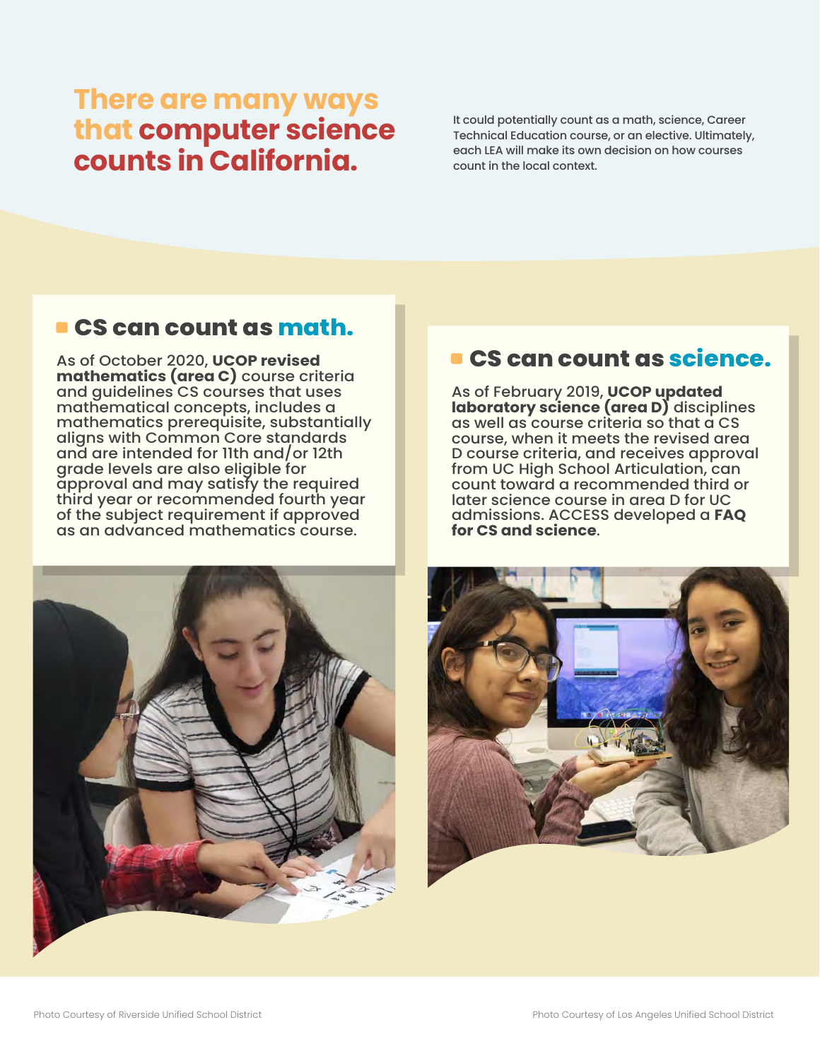# There are many ways that computer science counts in California.

It could potentially count as a math, science, Career Technical Education course, or an elective. Ultimately, each LEA will make its own decision on how courses count in the local context.

## CS can count as math.

As of October 2020, **UCOP revised mathematics (area C)** course criteria and guidelines CS courses that uses mathematical concepts, includes a mathematics prerequisite, substantially aligns with Common Core standards and are intended for 11th and/or 12th grade levels are also eligible for approval and may satisfy the required third year or recommended fourth year of the subject requirement if approved as an advanced mathematics course.

## CS can count as science.

As of February 2019, **UCOP updated laboratory science (area D)** disciplines as well as course criteria so that a CS course, when it meets the revised area D course criteria, and receives approval from UC High School Articulation, can count toward a recommended third or later science course in area D for UC admissions. ACCESS developed a **FAQ for CS and science**.

Photo Courtesy of Riverside Unified School District

Photo Courtesy of Los Angeles Unified School District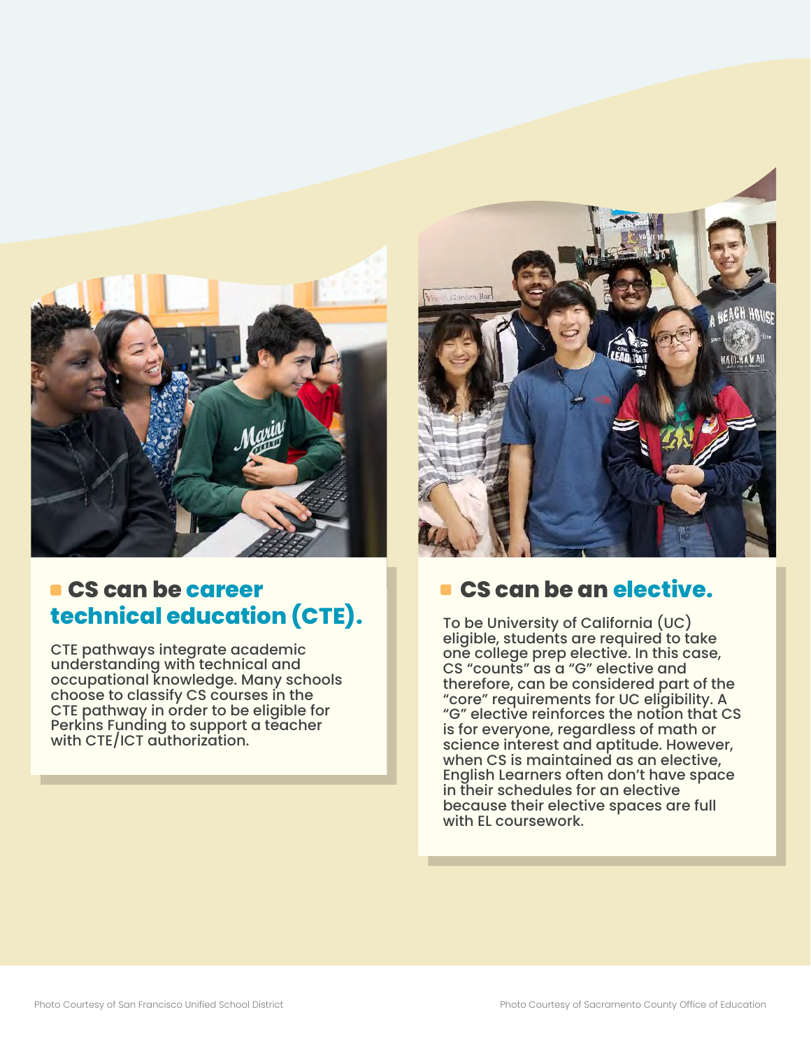## CS can be career technical education (CTE).

CTE pathways integrate academic understanding with technical and occupational knowledge. Many schools choose to classify CS courses in the CTE pathway in order to be eligible for Perkins Funding to support a teacher with CTE/ICT authorization.

## CS can be an elective.

To be University of California (UC) eligible, students are required to take one college prep elective. In this case, CS "counts" as a "G" elective and therefore, can be considered part of the "core" requirements for UC eligibility. A "G" elective reinforces the notion that CS is for everyone, regardless of math or science interest and aptitude. However, when CS is maintained as an elective, English Learners often don't have space in their schedules for an elective because their elective spaces are full with EL coursework.

Photo Courtesy of San Francisco Unified School District

Photo Courtesy of Sacramento County Office of Education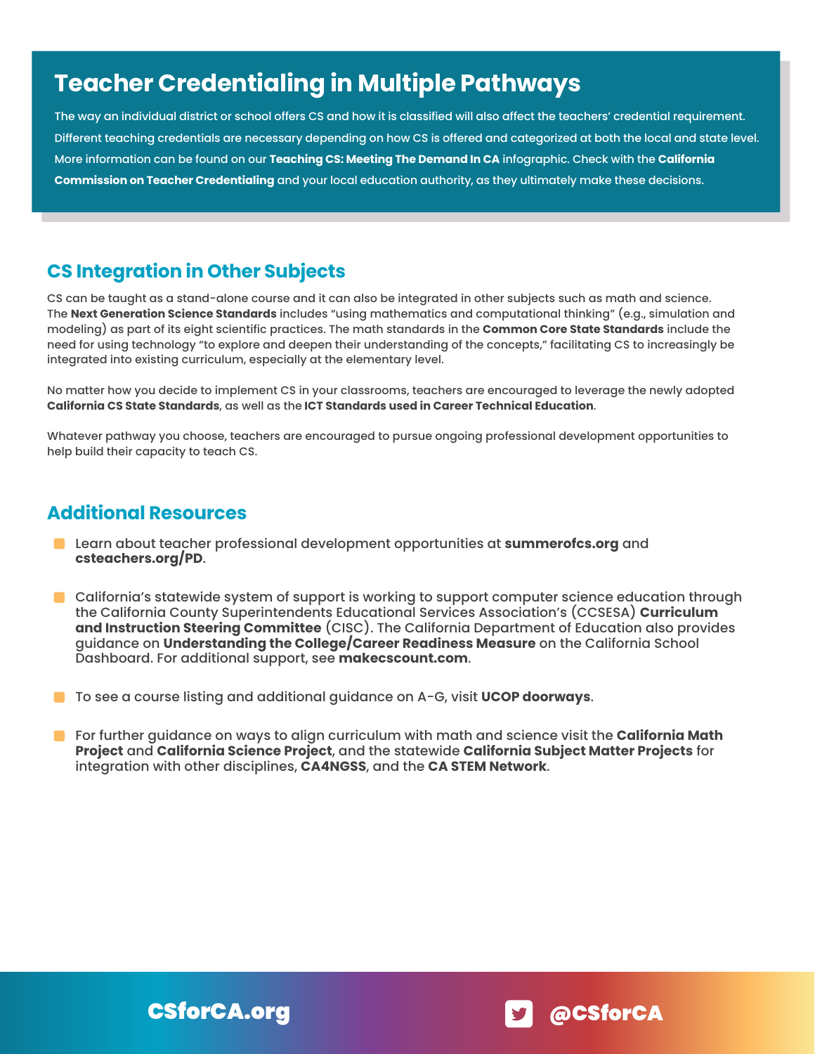## Teacher Credentialing in Multiple Pathways

The way an individual district or school offers CS and how it is classified will also affect the teachers' credential requirement. Different teaching credentials are necessary depending on how CS is offered and categorized at both the local and state level. More information can be found on our **Teaching CS: Meeting The Demand In CA** infographic. Check with the **California Commission on Teacher Credentialing** and your local education authority, as they ultimately make these decisions.

## CS Integration in Other Subjects

CS can be taught as a stand-alone course and it can also be integrated in other subjects such as math and science. The **Next Generation Science Standards** includes "using mathematics and computational thinking" (e.g., simulation and modeling) as part of its eight scientific practices. The math standards in the **Common Core State Standards** include the need for using technology "to explore and deepen their understanding of the concepts," facilitating CS to increasingly be integrated into existing curriculum, especially at the elementary level.

No matter how you decide to implement CS in your classrooms, teachers are encouraged to leverage the newly adopted **California CS State Standards**, as well as the **ICT Standards used in Career Technical Education**.

Whatever pathway you choose, teachers are encouraged to pursue ongoing professional development opportunities to help build their capacity to teach CS.

## Additional Resources

- Learn about teacher professional development opportunities at **summerofcs.org** and **csteachers.org/PD**.
- California's statewide system of support is working to support computer science education through the California County Superintendents Educational Services Association's (CCSESA) **Curriculum and Instruction Steering Committee** (CISC). The California Department of Education also provides guidance on **Understanding the College/Career Readiness Measure** on the California School Dashboard. For additional support, see **makecscount.com**.
- To see a course listing and additional guidance on A-G, visit **UCOP doorways**.
- For further guidance on ways to align curriculum with math and science visit the **California Math Project** and **California Science Project**, and the statewide **California Subject Matter Projects** for integration with other disciplines, **CA4NGSS**, and the **CA STEM Network**.

**CSforCA.org** **@CSforCA**